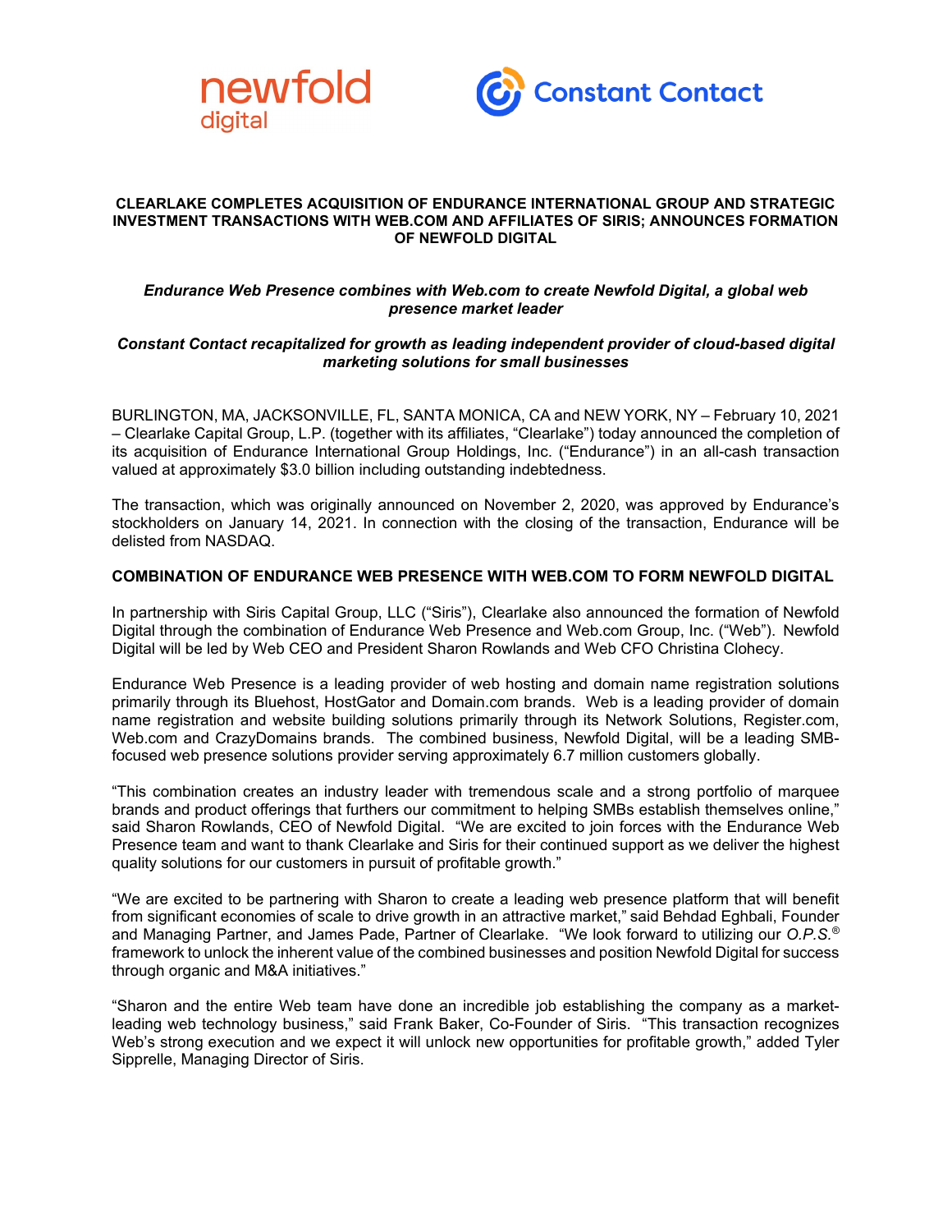newfold digital

Constant Contact

# CLEARLAKE COMPLETES ACQUISITION OF ENDURANCE INTERNATIONAL GROUP AND STRATEGIC INVESTMENT TRANSACTIONS WITH WEB.COM AND AFFILIATES OF SIRIS; ANNOUNCES FORMATION OF NEWFOLD DIGITAL

***Endurance Web Presence combines with Web.com to create Newfold Digital, a global web presence market leader***

***Constant Contact recapitalized for growth as leading independent provider of cloud-based digital marketing solutions for small businesses***

BURLINGTON, MA, JACKSONVILLE, FL, SANTA MONICA, CA and NEW YORK, NY – February 10, 2021 – Clearlake Capital Group, L.P. (together with its affiliates, “Clearlake”) today announced the completion of its acquisition of Endurance International Group Holdings, Inc. (“Endurance”) in an all-cash transaction valued at approximately $3.0 billion including outstanding indebtedness.

The transaction, which was originally announced on November 2, 2020, was approved by Endurance’s stockholders on January 14, 2021. In connection with the closing of the transaction, Endurance will be delisted from NASDAQ.

## COMBINATION OF ENDURANCE WEB PRESENCE WITH WEB.COM TO FORM NEWFOLD DIGITAL

In partnership with Siris Capital Group, LLC (“Siris”), Clearlake also announced the formation of Newfold Digital through the combination of Endurance Web Presence and Web.com Group, Inc. (“Web”). Newfold Digital will be led by Web CEO and President Sharon Rowlands and Web CFO Christina Clohecy.

Endurance Web Presence is a leading provider of web hosting and domain name registration solutions primarily through its Bluehost, HostGator and Domain.com brands. Web is a leading provider of domain name registration and website building solutions primarily through its Network Solutions, Register.com, Web.com and CrazyDomains brands. The combined business, Newfold Digital, will be a leading SMB-focused web presence solutions provider serving approximately 6.7 million customers globally.

“This combination creates an industry leader with tremendous scale and a strong portfolio of marquee brands and product offerings that furthers our commitment to helping SMBs establish themselves online,” said Sharon Rowlands, CEO of Newfold Digital. “We are excited to join forces with the Endurance Web Presence team and want to thank Clearlake and Siris for their continued support as we deliver the highest quality solutions for our customers in pursuit of profitable growth.”

“We are excited to be partnering with Sharon to create a leading web presence platform that will benefit from significant economies of scale to drive growth in an attractive market,” said Behdad Eghbali, Founder and Managing Partner, and James Pade, Partner of Clearlake. “We look forward to utilizing our *O.P.S.®* framework to unlock the inherent value of the combined businesses and position Newfold Digital for success through organic and M&A initiatives.”

“Sharon and the entire Web team have done an incredible job establishing the company as a market-leading web technology business,” said Frank Baker, Co-Founder of Siris. “This transaction recognizes Web’s strong execution and we expect it will unlock new opportunities for profitable growth,” added Tyler Sipprelle, Managing Director of Siris.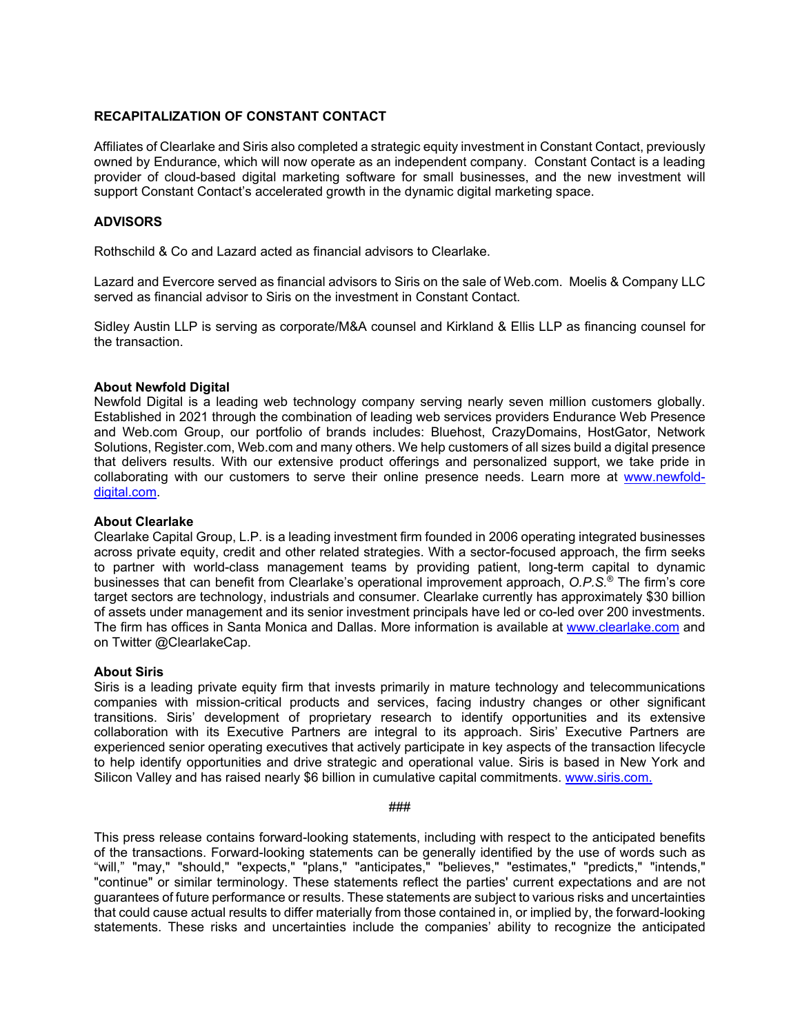**RECAPITALIZATION OF CONSTANT CONTACT**

Affiliates of Clearlake and Siris also completed a strategic equity investment in Constant Contact, previously owned by Endurance, which will now operate as an independent company. Constant Contact is a leading provider of cloud-based digital marketing software for small businesses, and the new investment will support Constant Contact's accelerated growth in the dynamic digital marketing space.

**ADVISORS**

Rothschild & Co and Lazard acted as financial advisors to Clearlake.

Lazard and Evercore served as financial advisors to Siris on the sale of Web.com. Moelis & Company LLC served as financial advisor to Siris on the investment in Constant Contact.

Sidley Austin LLP is serving as corporate/M&A counsel and Kirkland & Ellis LLP as financing counsel for the transaction.

**About Newfold Digital**

Newfold Digital is a leading web technology company serving nearly seven million customers globally. Established in 2021 through the combination of leading web services providers Endurance Web Presence and Web.com Group, our portfolio of brands includes: Bluehost, CrazyDomains, HostGator, Network Solutions, Register.com, Web.com and many others. We help customers of all sizes build a digital presence that delivers results. With our extensive product offerings and personalized support, we take pride in collaborating with our customers to serve their online presence needs. Learn more at www.newfold-digital.com.

**About Clearlake**

Clearlake Capital Group, L.P. is a leading investment firm founded in 2006 operating integrated businesses across private equity, credit and other related strategies. With a sector-focused approach, the firm seeks to partner with world-class management teams by providing patient, long-term capital to dynamic businesses that can benefit from Clearlake's operational improvement approach, *O.P.S.*® The firm's core target sectors are technology, industrials and consumer. Clearlake currently has approximately $30 billion of assets under management and its senior investment principals have led or co-led over 200 investments. The firm has offices in Santa Monica and Dallas. More information is available at www.clearlake.com and on Twitter @ClearlakeCap.

**About Siris**

Siris is a leading private equity firm that invests primarily in mature technology and telecommunications companies with mission-critical products and services, facing industry changes or other significant transitions. Siris' development of proprietary research to identify opportunities and its extensive collaboration with its Executive Partners are integral to its approach. Siris' Executive Partners are experienced senior operating executives that actively participate in key aspects of the transaction lifecycle to help identify opportunities and drive strategic and operational value. Siris is based in New York and Silicon Valley and has raised nearly $6 billion in cumulative capital commitments. www.siris.com.

###

This press release contains forward-looking statements, including with respect to the anticipated benefits of the transactions. Forward-looking statements can be generally identified by the use of words such as "will," "may," "should," "expects," "plans," "anticipates," "believes," "estimates," "predicts," "intends," "continue" or similar terminology. These statements reflect the parties' current expectations and are not guarantees of future performance or results. These statements are subject to various risks and uncertainties that could cause actual results to differ materially from those contained in, or implied by, the forward-looking statements. These risks and uncertainties include the companies' ability to recognize the anticipated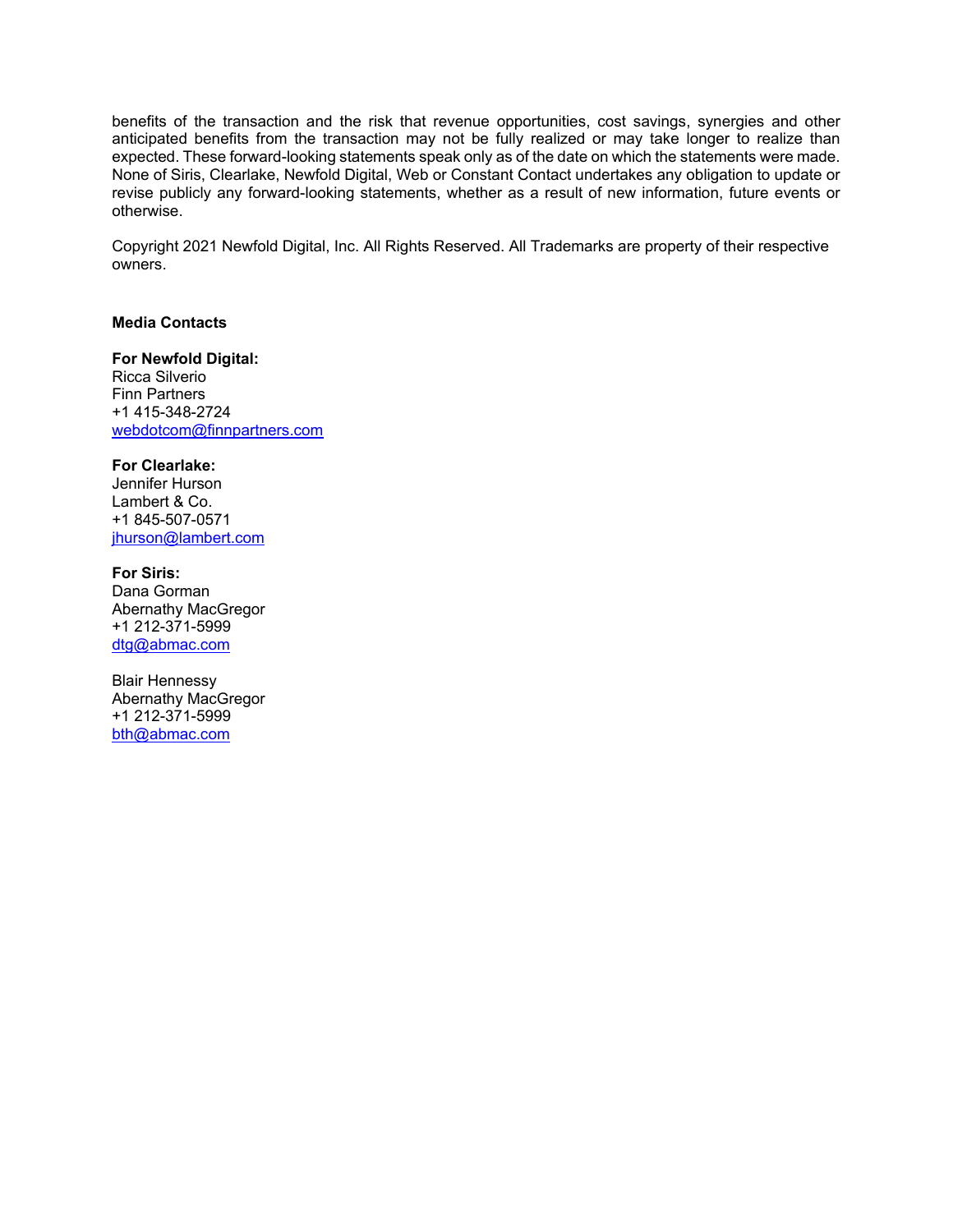benefits of the transaction and the risk that revenue opportunities, cost savings, synergies and other anticipated benefits from the transaction may not be fully realized or may take longer to realize than expected. These forward-looking statements speak only as of the date on which the statements were made. None of Siris, Clearlake, Newfold Digital, Web or Constant Contact undertakes any obligation to update or revise publicly any forward-looking statements, whether as a result of new information, future events or otherwise.

Copyright 2021 Newfold Digital, Inc. All Rights Reserved. All Trademarks are property of their respective owners.

**Media Contacts**

**For Newfold Digital:**
Ricca Silverio
Finn Partners
+1 415-348-2724
webdotcom@finnpartners.com

**For Clearlake:**
Jennifer Hurson
Lambert & Co.
+1 845-507-0571
jhurson@lambert.com

**For Siris:**
Dana Gorman
Abernathy MacGregor
+1 212-371-5999
dtg@abmac.com

Blair Hennessy
Abernathy MacGregor
+1 212-371-5999
bth@abmac.com